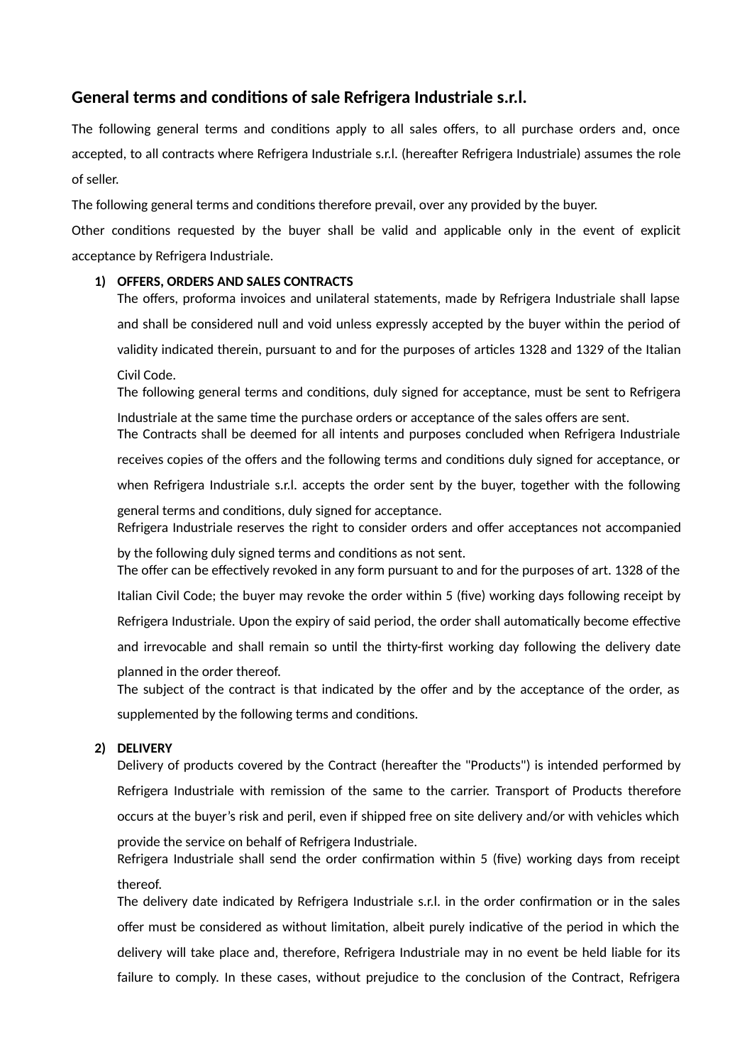# General terms and conditions of sale Refrigera Industriale s.r.l.

The following general terms and conditions apply to all sales offers, to all purchase orders and, once accepted, to all contracts where Refrigera Industriale s.r.l. (hereafter Refrigera Industriale) assumes the role of seller.

The following general terms and conditions therefore prevail, over any provided by the buyer.

Other conditions requested by the buyer shall be valid and applicable only in the event of explicit acceptance by Refrigera Industriale.

1) **OFFERS, ORDERS AND SALES CONTRACTS**

   The offers, proforma invoices and unilateral statements, made by Refrigera Industriale shall lapse and shall be considered null and void unless expressly accepted by the buyer within the period of validity indicated therein, pursuant to and for the purposes of articles 1328 and 1329 of the Italian Civil Code.

   The following general terms and conditions, duly signed for acceptance, must be sent to Refrigera Industriale at the same time the purchase orders or acceptance of the sales offers are sent.

   The Contracts shall be deemed for all intents and purposes concluded when Refrigera Industriale receives copies of the offers and the following terms and conditions duly signed for acceptance, or when Refrigera Industriale s.r.l. accepts the order sent by the buyer, together with the following general terms and conditions, duly signed for acceptance.

   Refrigera Industriale reserves the right to consider orders and offer acceptances not accompanied by the following duly signed terms and conditions as not sent.

   The offer can be effectively revoked in any form pursuant to and for the purposes of art. 1328 of the Italian Civil Code; the buyer may revoke the order within 5 (five) working days following receipt by Refrigera Industriale. Upon the expiry of said period, the order shall automatically become effective and irrevocable and shall remain so until the thirty-first working day following the delivery date planned in the order thereof.

   The subject of the contract is that indicated by the offer and by the acceptance of the order, as supplemented by the following terms and conditions.

2) **DELIVERY**

   Delivery of products covered by the Contract (hereafter the "Products") is intended performed by Refrigera Industriale with remission of the same to the carrier. Transport of Products therefore occurs at the buyer's risk and peril, even if shipped free on site delivery and/or with vehicles which provide the service on behalf of Refrigera Industriale.

   Refrigera Industriale shall send the order confirmation within 5 (five) working days from receipt thereof.

   The delivery date indicated by Refrigera Industriale s.r.l. in the order confirmation or in the sales offer must be considered as without limitation, albeit purely indicative of the period in which the delivery will take place and, therefore, Refrigera Industriale may in no event be held liable for its failure to comply. In these cases, without prejudice to the conclusion of the Contract, Refrigera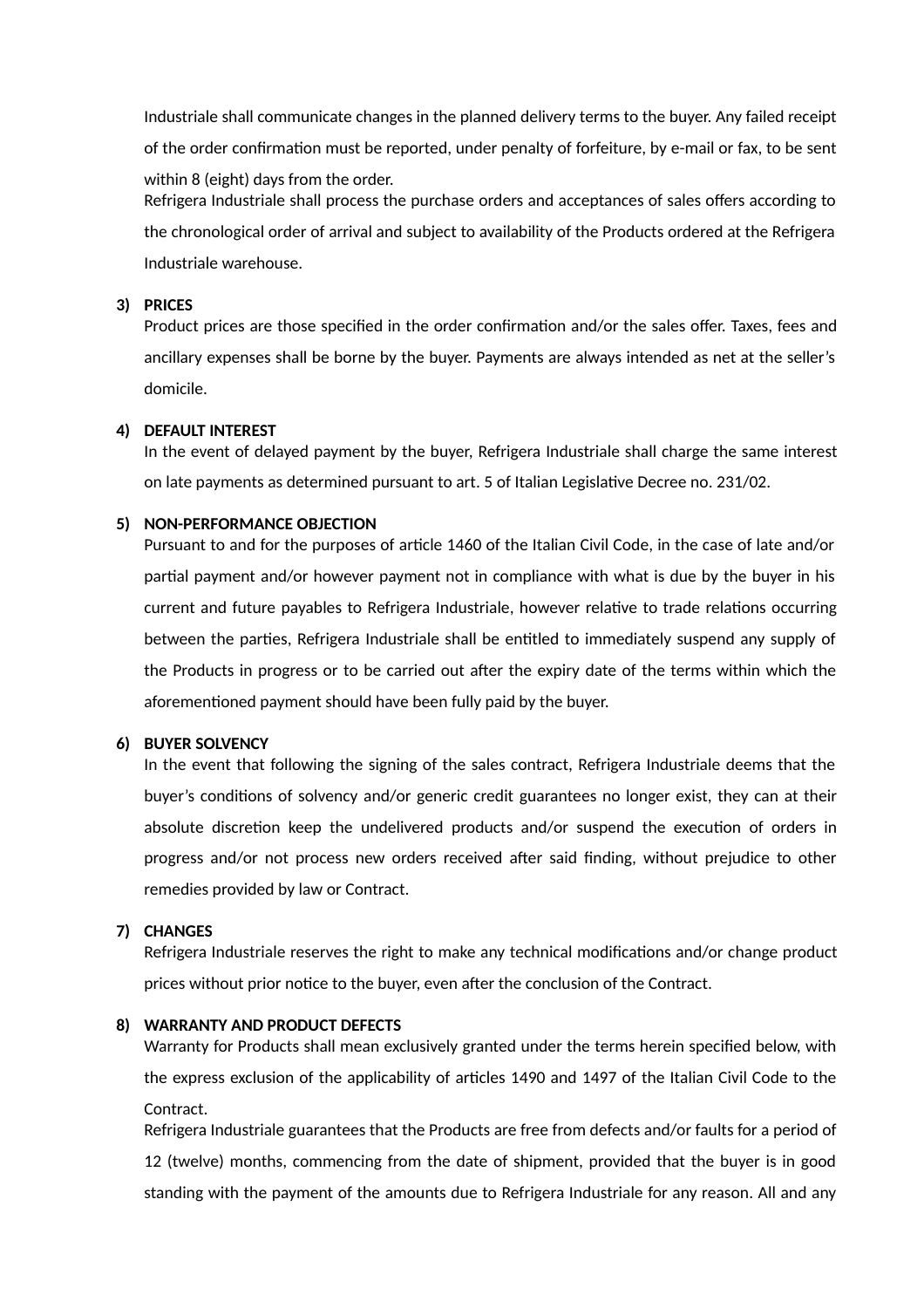Industriale shall communicate changes in the planned delivery terms to the buyer. Any failed receipt of the order confirmation must be reported, under penalty of forfeiture, by e-mail or fax, to be sent within 8 (eight) days from the order.
Refrigera Industriale shall process the purchase orders and acceptances of sales offers according to the chronological order of arrival and subject to availability of the Products ordered at the Refrigera Industriale warehouse.

3) **PRICES**
Product prices are those specified in the order confirmation and/or the sales offer. Taxes, fees and ancillary expenses shall be borne by the buyer. Payments are always intended as net at the seller's domicile.

4) **DEFAULT INTEREST**
In the event of delayed payment by the buyer, Refrigera Industriale shall charge the same interest on late payments as determined pursuant to art. 5 of Italian Legislative Decree no. 231/02.

5) **NON-PERFORMANCE OBJECTION**
Pursuant to and for the purposes of article 1460 of the Italian Civil Code, in the case of late and/or partial payment and/or however payment not in compliance with what is due by the buyer in his current and future payables to Refrigera Industriale, however relative to trade relations occurring between the parties, Refrigera Industriale shall be entitled to immediately suspend any supply of the Products in progress or to be carried out after the expiry date of the terms within which the aforementioned payment should have been fully paid by the buyer.

6) **BUYER SOLVENCY**
In the event that following the signing of the sales contract, Refrigera Industriale deems that the buyer's conditions of solvency and/or generic credit guarantees no longer exist, they can at their absolute discretion keep the undelivered products and/or suspend the execution of orders in progress and/or not process new orders received after said finding, without prejudice to other remedies provided by law or Contract.

7) **CHANGES**
Refrigera Industriale reserves the right to make any technical modifications and/or change product prices without prior notice to the buyer, even after the conclusion of the Contract.

8) **WARRANTY AND PRODUCT DEFECTS**
Warranty for Products shall mean exclusively granted under the terms herein specified below, with the express exclusion of the applicability of articles 1490 and 1497 of the Italian Civil Code to the Contract.
Refrigera Industriale guarantees that the Products are free from defects and/or faults for a period of 12 (twelve) months, commencing from the date of shipment, provided that the buyer is in good standing with the payment of the amounts due to Refrigera Industriale for any reason. All and any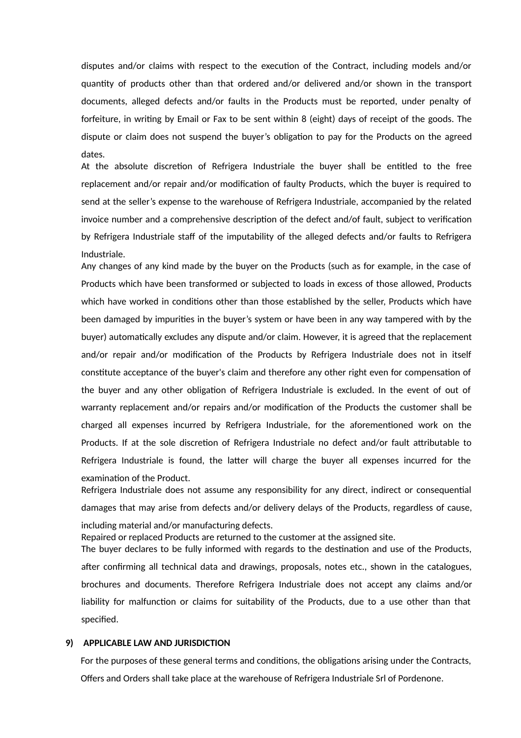disputes and/or claims with respect to the execution of the Contract, including models and/or quantity of products other than that ordered and/or delivered and/or shown in the transport documents, alleged defects and/or faults in the Products must be reported, under penalty of forfeiture, in writing by Email or Fax to be sent within 8 (eight) days of receipt of the goods. The dispute or claim does not suspend the buyer's obligation to pay for the Products on the agreed dates.

At the absolute discretion of Refrigera Industriale the buyer shall be entitled to the free replacement and/or repair and/or modification of faulty Products, which the buyer is required to send at the seller's expense to the warehouse of Refrigera Industriale, accompanied by the related invoice number and a comprehensive description of the defect and/of fault, subject to verification by Refrigera Industriale staff of the imputability of the alleged defects and/or faults to Refrigera Industriale.

Any changes of any kind made by the buyer on the Products (such as for example, in the case of Products which have been transformed or subjected to loads in excess of those allowed, Products which have worked in conditions other than those established by the seller, Products which have been damaged by impurities in the buyer's system or have been in any way tampered with by the buyer) automatically excludes any dispute and/or claim. However, it is agreed that the replacement and/or repair and/or modification of the Products by Refrigera Industriale does not in itself constitute acceptance of the buyer's claim and therefore any other right even for compensation of the buyer and any other obligation of Refrigera Industriale is excluded. In the event of out of warranty replacement and/or repairs and/or modification of the Products the customer shall be charged all expenses incurred by Refrigera Industriale, for the aforementioned work on the Products. If at the sole discretion of Refrigera Industriale no defect and/or fault attributable to Refrigera Industriale is found, the latter will charge the buyer all expenses incurred for the examination of the Product.

Refrigera Industriale does not assume any responsibility for any direct, indirect or consequential damages that may arise from defects and/or delivery delays of the Products, regardless of cause, including material and/or manufacturing defects.

Repaired or replaced Products are returned to the customer at the assigned site.

The buyer declares to be fully informed with regards to the destination and use of the Products, after confirming all technical data and drawings, proposals, notes etc., shown in the catalogues, brochures and documents. Therefore Refrigera Industriale does not accept any claims and/or liability for malfunction or claims for suitability of the Products, due to a use other than that specified.

**9) APPLICABLE LAW AND JURISDICTION**

For the purposes of these general terms and conditions, the obligations arising under the Contracts, Offers and Orders shall take place at the warehouse of Refrigera Industriale Srl of Pordenone.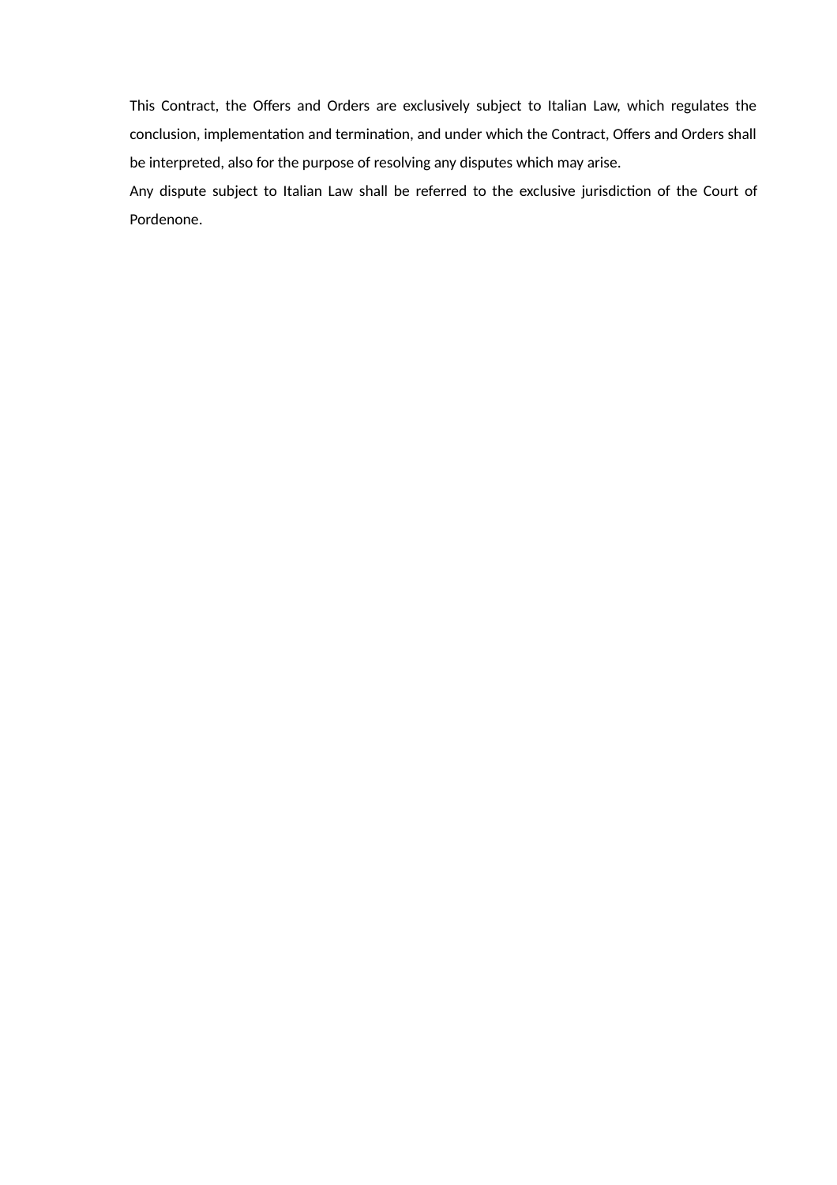This Contract, the Offers and Orders are exclusively subject to Italian Law, which regulates the conclusion, implementation and termination, and under which the Contract, Offers and Orders shall be interpreted, also for the purpose of resolving any disputes which may arise.

Any dispute subject to Italian Law shall be referred to the exclusive jurisdiction of the Court of Pordenone.